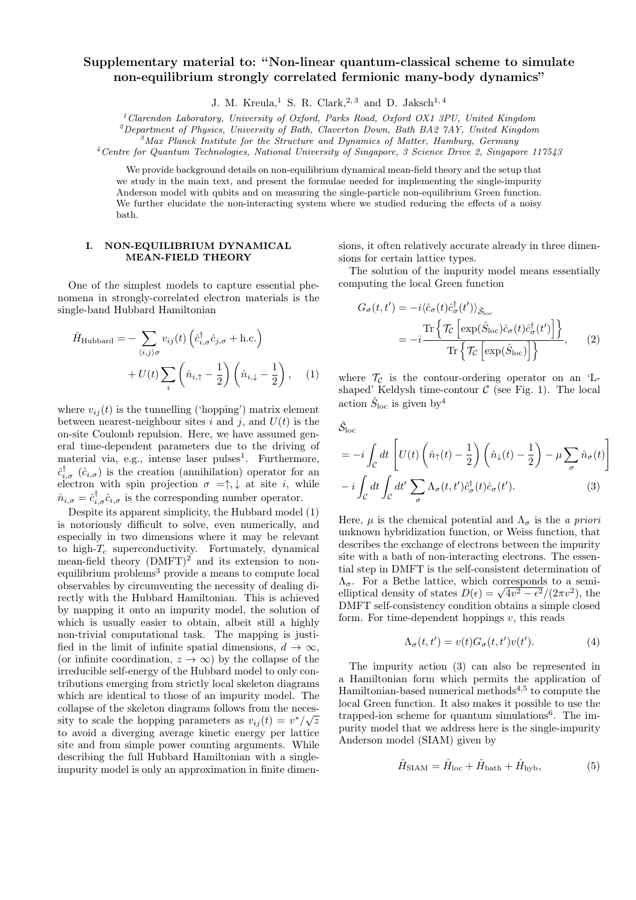# Supplementary material to: "Non-linear quantum-classical scheme to simulate non-equilibrium strongly correlated fermionic many-body dynamics"

J. M. Kreula,[1] S. R. Clark,[2,3] and D. Jaksch[1,4]

[1] Clarendon Laboratory, University of Oxford, Parks Road, Oxford OX1 3PU, United Kingdom
[2] Department of Physics, University of Bath, Claverton Down, Bath BA2 7AY, United Kingdom
[3] Max Planck Institute for the Structure and Dynamics of Matter, Hamburg, Germany
[4] Centre for Quantum Technologies, National University of Singapore, 3 Science Drive 2, Singapore 117543

We provide background details on non-equilibrium dynamical mean-field theory and the setup that we study in the main text, and present the formulae needed for implementing the single-impurity Anderson model with qubits and on measuring the single-particle non-equilibrium Green function. We further elucidate the non-interacting system where we studied reducing the effects of a noisy bath.

## I. NON-EQUILIBRIUM DYNAMICAL MEAN-FIELD THEORY

One of the simplest models to capture essential phenomena in strongly-correlated electron materials is the single-band Hubbard Hamiltonian

$$\hat{H}_{\text{Hubbard}} = -\sum_{\langle i,j\rangle\sigma} v_{ij}(t)\left(\hat{c}^\dagger_{i,\sigma}\hat{c}_{j,\sigma} + \text{h.c.}\right) + U(t)\sum_i\left(\hat{n}_{i,\uparrow} - \frac{1}{2}\right)\left(\hat{n}_{i,\downarrow} - \frac{1}{2}\right), \quad (1)$$

where $v_{ij}(t)$ is the tunnelling ('hopping') matrix element between nearest-neighbour sites $i$ and $j$, and $U(t)$ is the on-site Coulomb repulsion. Here, we have assumed general time-dependent parameters due to the driving of material via, e.g., intense laser pulses[1]. Furthermore, $\hat{c}^\dagger_{i,\sigma}$ ($\hat{c}_{i,\sigma}$) is the creation (annihilation) operator for an electron with spin projection $\sigma = \uparrow, \downarrow$ at site $i$, while $\hat{n}_{i,\sigma} = \hat{c}^\dagger_{i,\sigma}\hat{c}_{i,\sigma}$ is the corresponding number operator.

Despite its apparent simplicity, the Hubbard model (1) is notoriously difficult to solve, even numerically, and especially in two dimensions where it may be relevant to high-$T_c$ superconductivity. Fortunately, dynamical mean-field theory (DMFT)[2] and its extension to non-equilibrium problems[3] provide a means to compute local observables by circumventing the necessity of dealing directly with the Hubbard Hamiltonian. This is achieved by mapping it onto an impurity model, the solution of which is usually easier to obtain, albeit still a highly non-trivial computational task. The mapping is justified in the limit of infinite spatial dimensions, $d \to \infty$, (or infinite coordination, $z \to \infty$) by the collapse of the irreducible self-energy of the Hubbard model to only contributions emerging from strictly local skeleton diagrams which are identical to those of an impurity model. The collapse of the skeleton diagrams follows from the necessity to scale the hopping parameters as $v_{ij}(t) = v^*/\sqrt{z}$ to avoid a diverging average kinetic energy per lattice site and from simple power counting arguments. While describing the full Hubbard Hamiltonian with a single-impurity model is only an approximation in finite dimensions, it often relatively accurate already in three dimensions for certain lattice types.

The solution of the impurity model means essentially computing the local Green function

$$G_\sigma(t,t') = -i\langle \hat{c}_\sigma(t)\hat{c}^\dagger_\sigma(t')\rangle_{\hat{\mathcal{S}}_{\text{loc}}} = -i\frac{\text{Tr}\left\{\mathcal{T}_\mathcal{C}\left[\exp(\hat{S}_{\text{loc}})\hat{c}_\sigma(t)\hat{c}^\dagger_\sigma(t')\right]\right\}}{\text{Tr}\left\{\mathcal{T}_\mathcal{C}\left[\exp(\hat{S}_{\text{loc}})\right]\right\}}, \quad (2)$$

where $\mathcal{T}_\mathcal{C}$ is the contour-ordering operator on an 'L-shaped' Keldysh time-contour $\mathcal{C}$ (see Fig. 1). The local action $\hat{S}_{\text{loc}}$ is given by[4]

$$\hat{\mathcal{S}}_{\text{loc}} = -i\int_\mathcal{C} dt\left[U(t)\left(\hat{n}_\uparrow(t) - \frac{1}{2}\right)\left(\hat{n}_\downarrow(t) - \frac{1}{2}\right) - \mu\sum_\sigma \hat{n}_\sigma(t)\right] - i\int_\mathcal{C} dt\int_\mathcal{C} dt' \sum_\sigma \Lambda_\sigma(t,t')\hat{c}^\dagger_\sigma(t)\hat{c}_\sigma(t'). \quad (3)$$

Here, $\mu$ is the chemical potential and $\Lambda_\sigma$ is the *a priori* unknown hybridization function, or Weiss function, that describes the exchange of electrons between the impurity site with a bath of non-interacting electrons. The essential step in DMFT is the self-consistent determination of $\Lambda_\sigma$. For a Bethe lattice, which corresponds to a semi-elliptical density of states $D(\epsilon) = \sqrt{4v^2 - \epsilon^2}/(2\pi v^2)$, the DMFT self-consistency condition obtains a simple closed form. For time-dependent hoppings $v$, this reads

$$\Lambda_\sigma(t,t') = v(t)G_\sigma(t,t')v(t'). \quad (4)$$

The impurity action (3) can also be represented in a Hamiltonian form which permits the application of Hamiltonian-based numerical methods[4,5] to compute the local Green function. It also makes it possible to use the trapped-ion scheme for quantum simulations[6]. The impurity model that we address here is the single-impurity Anderson model (SIAM) given by

$$\hat{H}_{\text{SIAM}} = \hat{H}_{\text{loc}} + \hat{H}_{\text{bath}} + \hat{H}_{\text{hyb}}, \quad (5)$$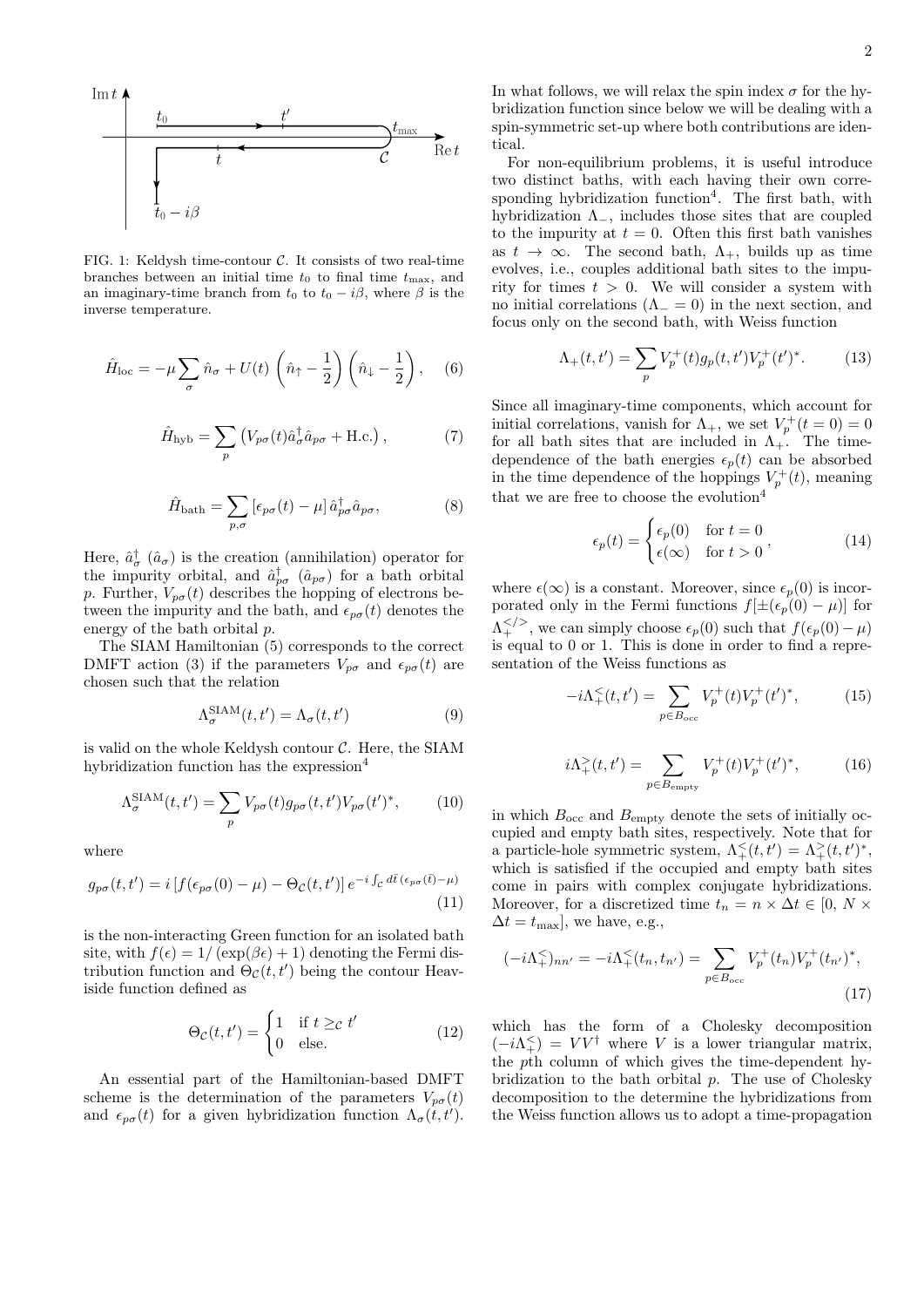FIG. 1: Keldysh time-contour $\mathcal{C}$. It consists of two real-time branches between an initial time $t_0$ to final time $t_{\max}$, and an imaginary-time branch from $t_0$ to $t_0 - i\beta$, where $\beta$ is the inverse temperature.

$$\hat{H}_{\rm loc} = -\mu \sum_\sigma \hat{n}_\sigma + U(t) \left(\hat{n}_\uparrow - \frac{1}{2}\right)\left(\hat{n}_\downarrow - \frac{1}{2}\right), \quad (6)$$

$$\hat{H}_{\rm hyb} = \sum_p \left( V_{p\sigma}(t) \hat{a}_\sigma^\dagger \hat{a}_{p\sigma} + \text{H.c.} \right), \quad (7)$$

$$\hat{H}_{\rm bath} = \sum_{p,\sigma} \left[\epsilon_{p\sigma}(t) - \mu\right] \hat{a}_{p\sigma}^\dagger \hat{a}_{p\sigma}, \quad (8)$$

Here, $\hat{a}_\sigma^\dagger$ ($\hat{a}_\sigma$) is the creation (annihilation) operator for the impurity orbital, and $\hat{a}_{p\sigma}^\dagger$ ($\hat{a}_{p\sigma}$) for a bath orbital $p$. Further, $V_{p\sigma}(t)$ describes the hopping of electrons between the impurity and the bath, and $\epsilon_{p\sigma}(t)$ denotes the energy of the bath orbital $p$.

The SIAM Hamiltonian (5) corresponds to the correct DMFT action (3) if the parameters $V_{p\sigma}$ and $\epsilon_{p\sigma}(t)$ are chosen such that the relation

$$\Lambda_\sigma^{\rm SIAM}(t,t') = \Lambda_\sigma(t,t') \quad (9)$$

is valid on the whole Keldysh contour $\mathcal{C}$. Here, the SIAM hybridization function has the expression[4]

$$\Lambda_\sigma^{\rm SIAM}(t,t') = \sum_p V_{p\sigma}(t) g_{p\sigma}(t,t') V_{p\sigma}(t')^*, \quad (10)$$

where

$$g_{p\sigma}(t,t') = i\left[f(\epsilon_{p\sigma}(0) - \mu) - \Theta_\mathcal{C}(t,t')\right] e^{-i\int_\mathcal{C} d\bar{t}\,(\epsilon_{p\sigma}(\bar{t})-\mu)} \quad (11)$$

is the non-interacting Green function for an isolated bath site, with $f(\epsilon) = 1/\left(\exp(\beta\epsilon)+1\right)$ denoting the Fermi distribution function and $\Theta_\mathcal{C}(t,t')$ being the contour Heaviside function defined as

$$\Theta_\mathcal{C}(t,t') = \begin{cases} 1 & \text{if } t \geq_\mathcal{C} t' \\ 0 & \text{else.} \end{cases} \quad (12)$$

An essential part of the Hamiltonian-based DMFT scheme is the determination of the parameters $V_{p\sigma}(t)$ and $\epsilon_{p\sigma}(t)$ for a given hybridization function $\Lambda_\sigma(t,t')$. In what follows, we will relax the spin index $\sigma$ for the hybridization function since below we will be dealing with a spin-symmetric set-up where both contributions are identical.

For non-equilibrium problems, it is useful introduce two distinct baths, with each having their own corresponding hybridization function[4]. The first bath, with hybridization $\Lambda_-$, includes those sites that are coupled to the impurity at $t = 0$. Often this first bath vanishes as $t \to \infty$. The second bath, $\Lambda_+$, builds up as time evolves, i.e., couples additional bath sites to the impurity for times $t > 0$. We will consider a system with no initial correlations ($\Lambda_- = 0$) in the next section, and focus only on the second bath, with Weiss function

$$\Lambda_+(t,t') = \sum_p V_p^+(t) g_p(t,t') V_p^+(t')^*. \quad (13)$$

Since all imaginary-time components, which account for initial correlations, vanish for $\Lambda_+$, we set $V_p^+(t=0) = 0$ for all bath sites that are included in $\Lambda_+$. The time-dependence of the bath energies $\epsilon_p(t)$ can be absorbed in the time dependence of the hoppings $V_p^+(t)$, meaning that we are free to choose the evolution[4]

$$\epsilon_p(t) = \begin{cases} \epsilon_p(0) & \text{for } t = 0 \\ \epsilon(\infty) & \text{for } t > 0 \end{cases}, \quad (14)$$

where $\epsilon(\infty)$ is a constant. Moreover, since $\epsilon_p(0)$ is incorporated only in the Fermi functions $f[\pm(\epsilon_p(0) - \mu)]$ for $\Lambda_+^{</>}$, we can simply choose $\epsilon_p(0)$ such that $f(\epsilon_p(0) - \mu)$ is equal to 0 or 1. This is done in order to find a representation of the Weiss functions as

$$-i\Lambda_+^<(t,t') = \sum_{p\in B_{\rm occ}} V_p^+(t) V_p^+(t')^*, \quad (15)$$

$$i\Lambda_+^>(t,t') = \sum_{p\in B_{\rm empty}} V_p^+(t) V_p^+(t')^*, \quad (16)$$

in which $B_{\rm occ}$ and $B_{\rm empty}$ denote the sets of initially occupied and empty bath sites, respectively. Note that for a particle-hole symmetric system, $\Lambda_+^<(t,t') = \Lambda_+^>(t,t')^*$, which is satisfied if the occupied and empty bath sites come in pairs with complex conjugate hybridizations. Moreover, for a discretized time $t_n = n \times \Delta t \in [0, N \times \Delta t = t_{\max}]$, we have, e.g.,

$$(-i\Lambda_+^<)_{nn'} = -i\Lambda_+^<(t_n, t_{n'}) = \sum_{p\in B_{\rm occ}} V_p^+(t_n) V_p^+(t_{n'})^*, \quad (17)$$

which has the form of a Cholesky decomposition $(-i\Lambda_+^<) = VV^\dagger$ where $V$ is a lower triangular matrix, the $p$th column of which gives the time-dependent hybridization to the bath orbital $p$. The use of Cholesky decomposition to the determine the hybridizations from the Weiss function allows us to adopt a time-propagation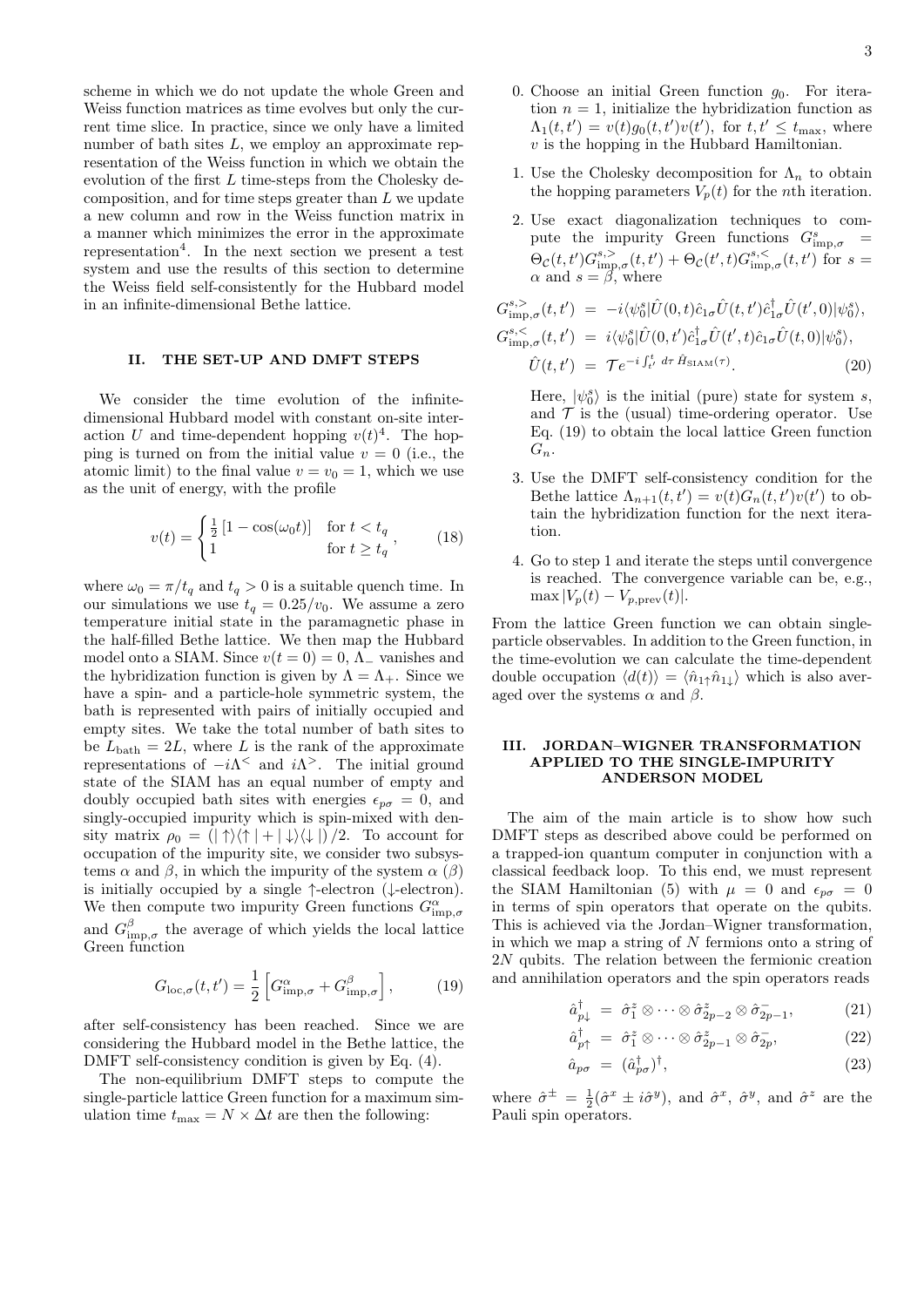scheme in which we do not update the whole Green and Weiss function matrices as time evolves but only the current time slice. In practice, since we only have a limited number of bath sites $L$, we employ an approximate representation of the Weiss function in which we obtain the evolution of the first $L$ time-steps from the Cholesky decomposition, and for time steps greater than $L$ we update a new column and row in the Weiss function matrix in a manner which minimizes the error in the approximate representation[4]. In the next section we present a test system and use the results of this section to determine the Weiss field self-consistently for the Hubbard model in an infinite-dimensional Bethe lattice.

## II. THE SET-UP AND DMFT STEPS

We consider the time evolution of the infinite-dimensional Hubbard model with constant on-site interaction $U$ and time-dependent hopping $v(t)$[4]. The hopping is turned on from the initial value $v = 0$ (i.e., the atomic limit) to the final value $v = v_0 = 1$, which we use as the unit of energy, with the profile

$$v(t) = \begin{cases} \frac{1}{2}\left[1 - \cos(\omega_0 t)\right] & \text{for } t < t_q \\ 1 & \text{for } t \geq t_q \end{cases}, \tag{18}$$

where $\omega_0 = \pi/t_q$ and $t_q > 0$ is a suitable quench time. In our simulations we use $t_q = 0.25/v_0$. We assume a zero temperature initial state in the paramagnetic phase in the half-filled Bethe lattice. We then map the Hubbard model onto a SIAM. Since $v(t = 0) = 0$, $\Lambda_-$ vanishes and the hybridization function is given by $\Lambda = \Lambda_+$. Since we have a spin- and a particle-hole symmetric system, the bath is represented with pairs of initially occupied and empty sites. We take the total number of bath sites to be $L_{\text{bath}} = 2L$, where $L$ is the rank of the approximate representations of $-i\Lambda^<$ and $i\Lambda^>$. The initial ground state of the SIAM has an equal number of empty and doubly occupied bath sites with energies $\epsilon_{p\sigma} = 0$, and singly-occupied impurity which is spin-mixed with density matrix $\rho_0 = \left(|\uparrow\rangle\langle\uparrow| + |\downarrow\rangle\langle\downarrow|\right)/2$. To account for occupation of the impurity site, we consider two subsystems $\alpha$ and $\beta$, in which the impurity of the system $\alpha$ ($\beta$) is initially occupied by a single $\uparrow$-electron ($\downarrow$-electron). We then compute two impurity Green functions $G^\alpha_{\text{imp},\sigma}$ and $G^\beta_{\text{imp},\sigma}$ the average of which yields the local lattice Green function

$$G_{\text{loc},\sigma}(t, t') = \frac{1}{2}\left[G^\alpha_{\text{imp},\sigma} + G^\beta_{\text{imp},\sigma}\right], \tag{19}$$

after self-consistency has been reached. Since we are considering the Hubbard model in the Bethe lattice, the DMFT self-consistency condition is given by Eq. (4).

The non-equilibrium DMFT steps to compute the single-particle lattice Green function for a maximum simulation time $t_{\max} = N \times \Delta t$ are then the following:

0. Choose an initial Green function $g_0$. For iteration $n = 1$, initialize the hybridization function as $\Lambda_1(t, t') = v(t) g_0(t, t') v(t')$, for $t, t' \leq t_{\max}$, where $v$ is the hopping in the Hubbard Hamiltonian.

1. Use the Cholesky decomposition for $\Lambda_n$ to obtain the hopping parameters $V_p(t)$ for the $n$th iteration.

2. Use exact diagonalization techniques to compute the impurity Green functions $G^s_{\text{imp},\sigma} = \Theta_{\mathcal{C}}(t, t') G^{s,>}_{\text{imp},\sigma}(t, t') + \Theta_{\mathcal{C}}(t', t) G^{s,<}_{\text{imp},\sigma}(t, t')$ for $s = \alpha$ and $s = \beta$, where

$$\begin{aligned} G^{s,>}_{\text{imp},\sigma}(t, t') &= -i\langle\psi^s_0|\hat{U}(0, t)\hat{c}_{1\sigma}\hat{U}(t, t')\hat{c}^\dagger_{1\sigma}\hat{U}(t', 0)|\psi^s_0\rangle, \\ G^{s,<}_{\text{imp},\sigma}(t, t') &= i\langle\psi^s_0|\hat{U}(0, t')\hat{c}^\dagger_{1\sigma}\hat{U}(t', t)\hat{c}_{1\sigma}\hat{U}(t, 0)|\psi^s_0\rangle, \\ \hat{U}(t, t') &= \mathcal{T} e^{-i\int_{t'}^{t} d\tau\, \hat{H}_{\text{SIAM}}(\tau)}. \end{aligned} \tag{20}$$

   Here, $|\psi^s_0\rangle$ is the initial (pure) state for system $s$, and $\mathcal{T}$ is the (usual) time-ordering operator. Use Eq. (19) to obtain the local lattice Green function $G_n$.

3. Use the DMFT self-consistency condition for the Bethe lattice $\Lambda_{n+1}(t, t') = v(t) G_n(t, t') v(t')$ to obtain the hybridization function for the next iteration.

4. Go to step 1 and iterate the steps until convergence is reached. The convergence variable can be, e.g., $\max|V_p(t) - V_{p,\text{prev}}(t)|$.

From the lattice Green function we can obtain single-particle observables. In addition to the Green function, in the time-evolution we can calculate the time-dependent double occupation $\langle d(t)\rangle = \langle \hat{n}_{1\uparrow}\hat{n}_{1\downarrow}\rangle$ which is also averaged over the systems $\alpha$ and $\beta$.

## III. JORDAN–WIGNER TRANSFORMATION APPLIED TO THE SINGLE-IMPURITY ANDERSON MODEL

The aim of the main article is to show how such DMFT steps as described above could be performed on a trapped-ion quantum computer in conjunction with a classical feedback loop. To this end, we must represent the SIAM Hamiltonian (5) with $\mu = 0$ and $\epsilon_{p\sigma} = 0$ in terms of spin operators that operate on the qubits. This is achieved via the Jordan–Wigner transformation, in which we map a string of $N$ fermions onto a string of $2N$ qubits. The relation between the fermionic creation and annihilation operators and the spin operators reads

$$\hat{a}^\dagger_{p\downarrow} = \hat{\sigma}^z_1 \otimes \cdots \otimes \hat{\sigma}^z_{2p-2} \otimes \hat{\sigma}^-_{2p-1}, \tag{21}$$

$$\hat{a}^\dagger_{p\uparrow} = \hat{\sigma}^z_1 \otimes \cdots \otimes \hat{\sigma}^z_{2p-1} \otimes \hat{\sigma}^-_{2p}, \tag{22}$$

$$\hat{a}_{p\sigma} = (\hat{a}^\dagger_{p\sigma})^\dagger, \tag{23}$$

where $\hat{\sigma}^\pm = \frac{1}{2}(\hat{\sigma}^x \pm i\hat{\sigma}^y)$, and $\hat{\sigma}^x$, $\hat{\sigma}^y$, and $\hat{\sigma}^z$ are the Pauli spin operators.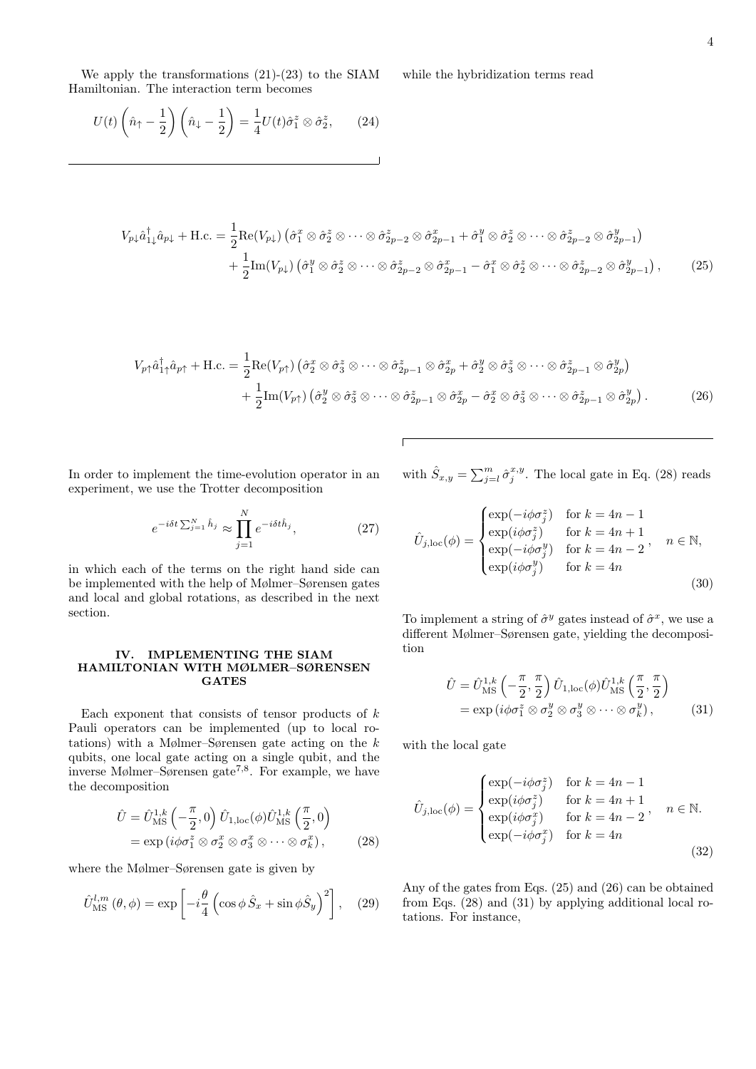We apply the transformations (21)-(23) to the SIAM Hamiltonian. The interaction term becomes

$$U(t)\left(\hat{n}_\uparrow - \frac{1}{2}\right)\left(\hat{n}_\downarrow - \frac{1}{2}\right) = \frac{1}{4}U(t)\hat{\sigma}_1^z \otimes \hat{\sigma}_2^z, \qquad (24)$$

while the hybridization terms read

$$\begin{aligned} V_{p\downarrow}\hat{a}_{1\downarrow}^\dagger \hat{a}_{p\downarrow} + \text{H.c.} = &\frac{1}{2}\text{Re}(V_{p\downarrow})\left(\hat{\sigma}_1^x \otimes \hat{\sigma}_2^z \otimes \cdots \otimes \hat{\sigma}_{2p-2}^z \otimes \hat{\sigma}_{2p-1}^x + \hat{\sigma}_1^y \otimes \hat{\sigma}_2^z \otimes \cdots \otimes \hat{\sigma}_{2p-2}^z \otimes \hat{\sigma}_{2p-1}^y\right) \\ &+ \frac{1}{2}\text{Im}(V_{p\downarrow})\left(\hat{\sigma}_1^y \otimes \hat{\sigma}_2^z \otimes \cdots \otimes \hat{\sigma}_{2p-2}^z \otimes \hat{\sigma}_{2p-1}^x - \hat{\sigma}_1^x \otimes \hat{\sigma}_2^z \otimes \cdots \otimes \hat{\sigma}_{2p-2}^z \otimes \hat{\sigma}_{2p-1}^y\right), \end{aligned} \qquad (25)$$

$$\begin{aligned} V_{p\uparrow}\hat{a}_{1\uparrow}^\dagger \hat{a}_{p\uparrow} + \text{H.c.} = &\frac{1}{2}\text{Re}(V_{p\uparrow})\left(\hat{\sigma}_2^x \otimes \hat{\sigma}_3^z \otimes \cdots \otimes \hat{\sigma}_{2p-1}^z \otimes \hat{\sigma}_{2p}^x + \hat{\sigma}_2^y \otimes \hat{\sigma}_3^z \otimes \cdots \otimes \hat{\sigma}_{2p-1}^z \otimes \hat{\sigma}_{2p}^y\right) \\ &+ \frac{1}{2}\text{Im}(V_{p\uparrow})\left(\hat{\sigma}_2^y \otimes \hat{\sigma}_3^z \otimes \cdots \otimes \hat{\sigma}_{2p-1}^z \otimes \hat{\sigma}_{2p}^x - \hat{\sigma}_2^x \otimes \hat{\sigma}_3^z \otimes \cdots \otimes \hat{\sigma}_{2p-1}^z \otimes \hat{\sigma}_{2p}^y\right). \end{aligned} \qquad (26)$$

In order to implement the time-evolution operator in an experiment, we use the Trotter decomposition

$$e^{-i\delta t \sum_{j=1}^N \hat{h}_j} \approx \prod_{j=1}^N e^{-i\delta t \hat{h}_j}, \qquad (27)$$

in which each of the terms on the right hand side can be implemented with the help of Mølmer–Sørensen gates and local and global rotations, as described in the next section.

## IV. IMPLEMENTING THE SIAM HAMILTONIAN WITH MØLMER–SØRENSEN GATES

Each exponent that consists of tensor products of $k$ Pauli operators can be implemented (up to local rotations) with a Mølmer–Sørensen gate acting on the $k$ qubits, one local gate acting on a single qubit, and the inverse Mølmer–Sørensen gate[7,8]. For example, we have the decomposition

$$\begin{aligned} \hat{U} &= \hat{U}_{\text{MS}}^{1,k}\left(-\frac{\pi}{2}, 0\right)\hat{U}_{1,\text{loc}}(\phi)\hat{U}_{\text{MS}}^{1,k}\left(\frac{\pi}{2}, 0\right) \\ &= \exp\left(i\phi\sigma_1^z \otimes \sigma_2^x \otimes \sigma_3^x \otimes \cdots \otimes \sigma_k^x\right), \end{aligned} \qquad (28)$$

where the Mølmer–Sørensen gate is given by

$$\hat{U}_{\text{MS}}^{l,m}(\theta, \phi) = \exp\left[-i\frac{\theta}{4}\left(\cos\phi\, \hat{S}_x + \sin\phi \hat{S}_y\right)^2\right], \qquad (29)$$

with $\hat{S}_{x,y} = \sum_{j=l}^m \hat{\sigma}_j^{x,y}$. The local gate in Eq. (28) reads

$$\hat{U}_{j,\text{loc}}(\phi) = \begin{cases} \exp(-i\phi\sigma_j^z) & \text{for } k = 4n-1 \\ \exp(i\phi\sigma_j^z) & \text{for } k = 4n+1 \\ \exp(-i\phi\sigma_j^y) & \text{for } k = 4n-2 \\ \exp(i\phi\sigma_j^y) & \text{for } k = 4n \end{cases}, \quad n \in \mathbb{N}, \qquad (30)$$

To implement a string of $\hat{\sigma}^y$ gates instead of $\hat{\sigma}^x$, we use a different Mølmer–Sørensen gate, yielding the decomposition

$$\begin{aligned} \hat{U} &= \hat{U}_{\text{MS}}^{1,k}\left(-\frac{\pi}{2}, \frac{\pi}{2}\right)\hat{U}_{1,\text{loc}}(\phi)\hat{U}_{\text{MS}}^{1,k}\left(\frac{\pi}{2}, \frac{\pi}{2}\right) \\ &= \exp\left(i\phi\sigma_1^z \otimes \sigma_2^y \otimes \sigma_3^y \otimes \cdots \otimes \sigma_k^y\right), \end{aligned} \qquad (31)$$

with the local gate

$$\hat{U}_{j,\text{loc}}(\phi) = \begin{cases} \exp(-i\phi\sigma_j^z) & \text{for } k = 4n-1 \\ \exp(i\phi\sigma_j^z) & \text{for } k = 4n+1 \\ \exp(i\phi\sigma_j^x) & \text{for } k = 4n-2 \\ \exp(-i\phi\sigma_j^x) & \text{for } k = 4n \end{cases}, \quad n \in \mathbb{N}. \qquad (32)$$

Any of the gates from Eqs. (25) and (26) can be obtained from Eqs. (28) and (31) by applying additional local rotations. For instance,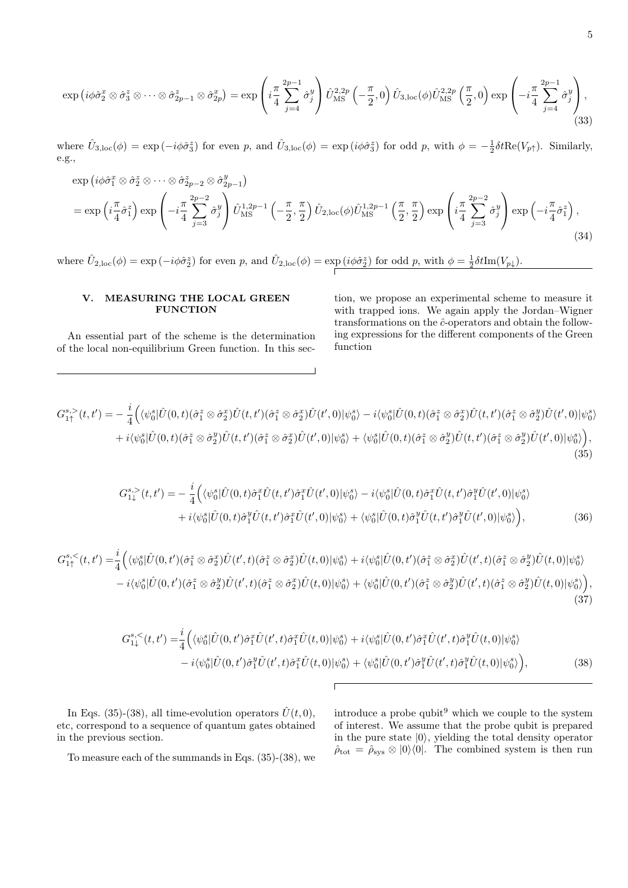$$
\exp\left(i\phi\hat{\sigma}_2^x \otimes \hat{\sigma}_3^z \otimes \cdots \otimes \hat{\sigma}_{2p-1}^z \otimes \hat{\sigma}_{2p}^x\right) = \exp\left(i\frac{\pi}{4}\sum_{j=4}^{2p-1}\hat{\sigma}_j^y\right)\hat{U}_{\mathrm{MS}}^{2,2p}\left(-\frac{\pi}{2},0\right)\hat{U}_{3,\mathrm{loc}}(\phi)\hat{U}_{\mathrm{MS}}^{2,2p}\left(\frac{\pi}{2},0\right)\exp\left(-i\frac{\pi}{4}\sum_{j=4}^{2p-1}\hat{\sigma}_j^y\right), \tag{33}
$$

where $\hat{U}_{3,\mathrm{loc}}(\phi) = \exp\left(-i\phi\hat{\sigma}_3^z\right)$ for even $p$, and $\hat{U}_{3,\mathrm{loc}}(\phi) = \exp\left(i\phi\hat{\sigma}_3^z\right)$ for odd $p$, with $\phi = -\frac{1}{2}\delta t\mathrm{Re}(V_{p\uparrow})$. Similarly, e.g.,

$$
\begin{aligned}
&\exp\left(i\phi\hat{\sigma}_1^x \otimes \hat{\sigma}_2^z \otimes \cdots \otimes \hat{\sigma}_{2p-2}^z \otimes \hat{\sigma}_{2p-1}^y\right) \\
&= \exp\left(i\frac{\pi}{4}\hat{\sigma}_1^z\right)\exp\left(-i\frac{\pi}{4}\sum_{j=3}^{2p-2}\hat{\sigma}_j^y\right)\hat{U}_{\mathrm{MS}}^{1,2p-1}\left(-\frac{\pi}{2},\frac{\pi}{2}\right)\hat{U}_{2,\mathrm{loc}}(\phi)\hat{U}_{\mathrm{MS}}^{1,2p-1}\left(\frac{\pi}{2},\frac{\pi}{2}\right)\exp\left(i\frac{\pi}{4}\sum_{j=3}^{2p-2}\hat{\sigma}_j^y\right)\exp\left(-i\frac{\pi}{4}\hat{\sigma}_1^z\right),
\end{aligned} \tag{34}
$$

where $\hat{U}_{2,\mathrm{loc}}(\phi) = \exp\left(-i\phi\hat{\sigma}_2^z\right)$ for even $p$, and $\hat{U}_{2,\mathrm{loc}}(\phi) = \exp\left(i\phi\hat{\sigma}_2^z\right)$ for odd $p$, with $\phi = \frac{1}{2}\delta t\mathrm{Im}(V_{p\downarrow})$.

## V. MEASURING THE LOCAL GREEN FUNCTION

An essential part of the scheme is the determination of the local non-equilibrium Green function. In this section, we propose an experimental scheme to measure it with trapped ions. We again apply the Jordan–Wigner transformations on the $\hat{c}$-operators and obtain the following expressions for the different components of the Green function

$$
\begin{aligned}
G_{1\uparrow}^{s,>}(t,t') = -\frac{i}{4}\Big(&\langle\psi_0^s|\hat{U}(0,t)(\hat{\sigma}_1^z\otimes\hat{\sigma}_2^x)\hat{U}(t,t')(\hat{\sigma}_1^z\otimes\hat{\sigma}_2^x)\hat{U}(t',0)|\psi_0^s\rangle - i\langle\psi_0^s|\hat{U}(0,t)(\hat{\sigma}_1^z\otimes\hat{\sigma}_2^x)\hat{U}(t,t')(\hat{\sigma}_1^z\otimes\hat{\sigma}_2^y)\hat{U}(t',0)|\psi_0^s\rangle \\
&+ i\langle\psi_0^s|\hat{U}(0,t)(\hat{\sigma}_1^z\otimes\hat{\sigma}_2^y)\hat{U}(t,t')(\hat{\sigma}_1^z\otimes\hat{\sigma}_2^x)\hat{U}(t',0)|\psi_0^s\rangle + \langle\psi_0^s|\hat{U}(0,t)(\hat{\sigma}_1^z\otimes\hat{\sigma}_2^y)\hat{U}(t,t')(\hat{\sigma}_1^z\otimes\hat{\sigma}_2^y)\hat{U}(t',0)|\psi_0^s\rangle\Big),
\end{aligned} \tag{35}
$$

$$
\begin{aligned}
G_{1\downarrow}^{s,>}(t,t') = -\frac{i}{4}\Big(&\langle\psi_0^s|\hat{U}(0,t)\hat{\sigma}_1^x\hat{U}(t,t')\hat{\sigma}_1^x\hat{U}(t',0)|\psi_0^s\rangle - i\langle\psi_0^s|\hat{U}(0,t)\hat{\sigma}_1^x\hat{U}(t,t')\hat{\sigma}_1^y\hat{U}(t',0)|\psi_0^s\rangle \\
&+ i\langle\psi_0^s|\hat{U}(0,t)\hat{\sigma}_1^y\hat{U}(t,t')\hat{\sigma}_1^x\hat{U}(t',0)|\psi_0^s\rangle + \langle\psi_0^s|\hat{U}(0,t)\hat{\sigma}_1^y\hat{U}(t,t')\hat{\sigma}_1^y\hat{U}(t',0)|\psi_0^s\rangle\Big),
\end{aligned} \tag{36}
$$

$$
\begin{aligned}
G_{1\uparrow}^{s,<}(t,t') = \frac{i}{4}\Big(&\langle\psi_0^s|\hat{U}(0,t')(\hat{\sigma}_1^z\otimes\hat{\sigma}_2^x)\hat{U}(t',t)(\hat{\sigma}_1^z\otimes\hat{\sigma}_2^x)\hat{U}(t,0)|\psi_0^s\rangle + i\langle\psi_0^s|\hat{U}(0,t')(\hat{\sigma}_1^z\otimes\hat{\sigma}_2^x)\hat{U}(t',t)(\hat{\sigma}_1^z\otimes\hat{\sigma}_2^y)\hat{U}(t,0)|\psi_0^s\rangle \\
&- i\langle\psi_0^s|\hat{U}(0,t')(\hat{\sigma}_1^z\otimes\hat{\sigma}_2^y)\hat{U}(t',t)(\hat{\sigma}_1^z\otimes\hat{\sigma}_2^x)\hat{U}(t,0)|\psi_0^s\rangle + \langle\psi_0^s|\hat{U}(0,t')(\hat{\sigma}_1^z\otimes\hat{\sigma}_2^y)\hat{U}(t',t)(\hat{\sigma}_1^z\otimes\hat{\sigma}_2^y)\hat{U}(t,0)|\psi_0^s\rangle\Big),
\end{aligned} \tag{37}
$$

$$
\begin{aligned}
G_{1\downarrow}^{s,<}(t,t') = \frac{i}{4}\Big(&\langle\psi_0^s|\hat{U}(0,t')\hat{\sigma}_1^x\hat{U}(t',t)\hat{\sigma}_1^x\hat{U}(t,0)|\psi_0^s\rangle + i\langle\psi_0^s|\hat{U}(0,t')\hat{\sigma}_1^x\hat{U}(t',t)\hat{\sigma}_1^y\hat{U}(t,0)|\psi_0^s\rangle \\
&- i\langle\psi_0^s|\hat{U}(0,t')\hat{\sigma}_1^y\hat{U}(t',t)\hat{\sigma}_1^x\hat{U}(t,0)|\psi_0^s\rangle + \langle\psi_0^s|\hat{U}(0,t')\hat{\sigma}_1^y\hat{U}(t',t)\hat{\sigma}_1^y\hat{U}(t,0)|\psi_0^s\rangle\Big),
\end{aligned} \tag{38}
$$

In Eqs. (35)-(38), all time-evolution operators $\hat{U}(t,0)$, etc, correspond to a sequence of quantum gates obtained in the previous section.

To measure each of the summands in Eqs. (35)-(38), we introduce a probe qubit[9] which we couple to the system of interest. We assume that the probe qubit is prepared in the pure state $|0\rangle$, yielding the total density operator $\hat{\rho}_{\mathrm{tot}} = \hat{\rho}_{\mathrm{sys}} \otimes |0\rangle\langle 0|$. The combined system is then run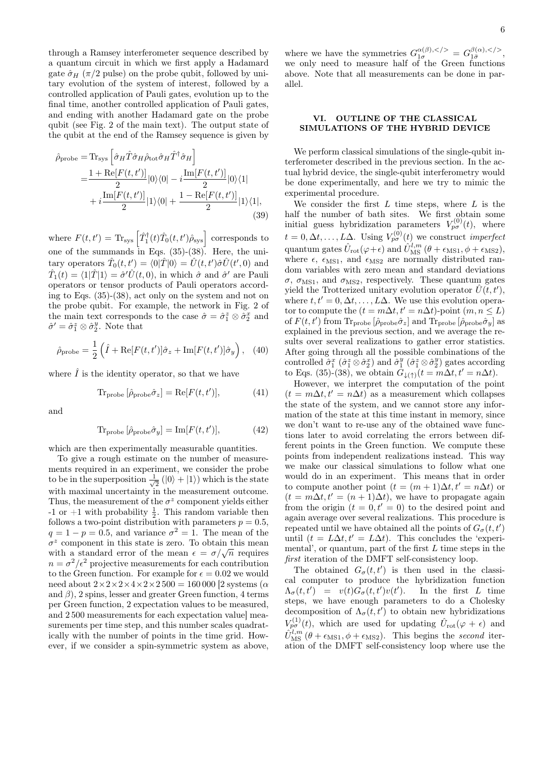through a Ramsey interferometer sequence described by a quantum circuit in which we first apply a Hadamard gate $\hat{\sigma}_H$ ($\pi/2$ pulse) on the probe qubit, followed by unitary evolution of the system of interest, followed by a controlled application of Pauli gates, evolution up to the final time, another controlled application of Pauli gates, and ending with another Hadamard gate on the probe qubit (see Fig. 2 of the main text). The output state of the qubit at the end of the Ramsey sequence is given by

$$
\begin{aligned}
\hat{\rho}_{\text{probe}} =& \mathrm{Tr}_{\text{sys}}\left[\hat{\sigma}_H \hat{T} \hat{\sigma}_H \hat{\rho}_{\text{tot}} \hat{\sigma}_H \hat{T}^\dagger \hat{\sigma}_H\right] \\
=& \frac{1+\mathrm{Re}[F(t,t')]}{2}|0\rangle\langle 0| - i\frac{\mathrm{Im}[F(t,t')]}{2}|0\rangle\langle 1| \\
&+ i\frac{\mathrm{Im}[F(t,t')]}{2}|1\rangle\langle 0| + \frac{1-\mathrm{Re}[F(t,t')]}{2}|1\rangle\langle 1|,
\end{aligned}
\tag{39}
$$

where $F(t,t') = \mathrm{Tr}_{\text{sys}}\left[\hat{T}_1^\dagger(t)\hat{T}_0(t,t')\hat{\rho}_{\text{sys}}\right]$ corresponds to one of the summands in Eqs. (35)-(38). Here, the unitary operators $\hat{T}_0(t,t') = \langle 0|\hat{T}|0\rangle = \hat{U}(t,t')\hat{\sigma}\hat{U}(t',0)$ and $\hat{T}_1(t) = \langle 1|\hat{T}|1\rangle = \hat{\sigma}'\hat{U}(t,0)$, in which $\hat{\sigma}$ and $\hat{\sigma}'$ are Pauli operators or tensor products of Pauli operators according to Eqs. (35)-(38), act only on the system and not on the probe qubit. For example, the network in Fig. 2 of the main text corresponds to the case $\hat{\sigma} = \hat{\sigma}_1^z \otimes \hat{\sigma}_2^x$ and $\hat{\sigma}' = \hat{\sigma}_1^z \otimes \hat{\sigma}_2^y$. Note that

$$
\hat{\rho}_{\text{probe}} = \frac{1}{2}\left(\hat{I} + \mathrm{Re}[F(t,t')]\hat{\sigma}_z + \mathrm{Im}[F(t,t')]\hat{\sigma}_y\right), \tag{40}
$$

where $\hat{I}$ is the identity operator, so that we have

$$
\mathrm{Tr}_{\text{probe}}\left[\hat{\rho}_{\text{probe}}\hat{\sigma}_z\right] = \mathrm{Re}[F(t,t')], \tag{41}
$$

and

$$
\mathrm{Tr}_{\text{probe}}\left[\hat{\rho}_{\text{probe}}\hat{\sigma}_y\right] = \mathrm{Im}[F(t,t')], \tag{42}
$$

which are then experimentally measurable quantities.

To give a rough estimate on the number of measurements required in an experiment, we consider the probe to be in the superposition $\frac{1}{\sqrt{2}}(|0\rangle + |1\rangle)$ which is the state with maximal uncertainty in the measurement outcome. Thus, the measurement of the $\sigma^z$ component yields either -1 or +1 with probability $\frac{1}{2}$. This random variable then follows a two-point distribution with parameters $p = 0.5$, $q = 1 - p = 0.5$, and variance $\sigma^2 = 1$. The mean of the $\sigma^z$ component in this state is zero. To obtain this mean with a standard error of the mean $\epsilon = \sigma/\sqrt{n}$ requires $n = \sigma^2/\epsilon^2$ projective measurements for each contribution to the Green function. For example for $\epsilon = 0.02$ we would need about $2\times2\times2\times4\times2\times2\,500 = 160\,000$ [2 systems ($\alpha$ and $\beta$), 2 spins, lesser and greater Green function, 4 terms per Green function, 2 expectation values to be measured, and 2 500 measurements for each expectation value] measurements per time step, and this number scales quadratically with the number of points in the time grid. However, if we consider a spin-symmetric system as above, where we have the symmetries $G_{1\sigma}^{\alpha(\beta),</>} = G_{1\bar{\sigma}}^{\beta(\alpha),</>}$, we only need to measure half of the Green functions above. Note that all measurements can be done in parallel.

## VI. OUTLINE OF THE CLASSICAL SIMULATIONS OF THE HYBRID DEVICE

We perform classical simulations of the single-qubit interferometer described in the previous section. In the actual hybrid device, the single-qubit interferometry would be done experimentally, and here we try to mimic the experimental procedure.

We consider the first $L$ time steps, where $L$ is the half the number of bath sites. We first obtain some initial guess hybridization parameters $V_{p\sigma}^{(0)}(t)$, where $t = 0, \Delta t, \ldots, L\Delta$. Using $V_{p\sigma}^{(0)}(t)$ we construct *imperfect* quantum gates $\hat{U}_{\text{rot}}(\varphi+\epsilon)$ and $\hat{U}_{\text{MS}}^{l,m}(\theta+\epsilon_{\text{MS1}}, \phi+\epsilon_{\text{MS2}})$, where $\epsilon$, $\epsilon_{\text{MS1}}$, and $\epsilon_{\text{MS2}}$ are normally distributed random variables with zero mean and standard deviations $\sigma$, $\sigma_{\text{MS1}}$, and $\sigma_{\text{MS2}}$, respectively. These quantum gates yield the Trotterized unitary evolution operator $\hat{U}(t,t')$, where $t, t' = 0, \Delta t, \ldots, L\Delta$. We use this evolution operator to compute the ($t = m\Delta t, t' = n\Delta t$)-point ($m, n \le L$) of $F(t,t')$ from $\mathrm{Tr}_{\text{probe}}\left[\hat{\rho}_{\text{probe}}\hat{\sigma}_z\right]$ and $\mathrm{Tr}_{\text{probe}}\left[\hat{\rho}_{\text{probe}}\hat{\sigma}_y\right]$ as explained in the previous section, and we average the results over several realizations to gather error statistics. After going through all the possible combinations of the controlled $\hat{\sigma}_1^x$ ($\hat{\sigma}_1^z \otimes \hat{\sigma}_2^x$) and $\hat{\sigma}_1^y$ ($\hat{\sigma}_1^z \otimes \hat{\sigma}_2^y$) gates according to Eqs. (35)-(38), we obtain $G_{\downarrow(\uparrow)}(t = m\Delta t, t' = n\Delta t)$.

However, we interpret the computation of the point ($t = m\Delta t, t' = n\Delta t$) as a measurement which collapses the state of the system, and we cannot store any information of the state at this time instant in memory, since we don't want to re-use any of the obtained wave functions later to avoid correlating the errors between different points in the Green function. We compute these points from independent realizations instead. This way we make our classical simulations to follow what one would do in an experiment. This means that in order to compute another point ($t = (m+1)\Delta t, t' = n\Delta t$) or ($t = m\Delta t, t' = (n+1)\Delta t$), we have to propagate again from the origin ($t = 0, t' = 0$) to the desired point and again average over several realizations. This procedure is repeated until we have obtained all the points of $G_\sigma(t,t')$ until ($t = L\Delta t, t' = L\Delta t$). This concludes the 'experimental', or quantum, part of the first $L$ time steps in the *first* iteration of the DMFT self-consistency loop.

The obtained $G_\sigma(t,t')$ is then used in the classical computer to produce the hybridization function $\Lambda_\sigma(t,t') = v(t)G_\sigma(t,t')v(t')$. In the first $L$ time steps, we have enough parameters to do a Cholesky decomposition of $\Lambda_\sigma(t,t')$ to obtain new hybridizations $V_{p\sigma}^{(1)}(t)$, which are used for updating $\hat{U}_{\text{rot}}(\varphi+\epsilon)$ and $\hat{U}_{\text{MS}}^{l,m}(\theta+\epsilon_{\text{MS1}}, \phi+\epsilon_{\text{MS2}})$. This begins the *second* iteration of the DMFT self-consistency loop where use the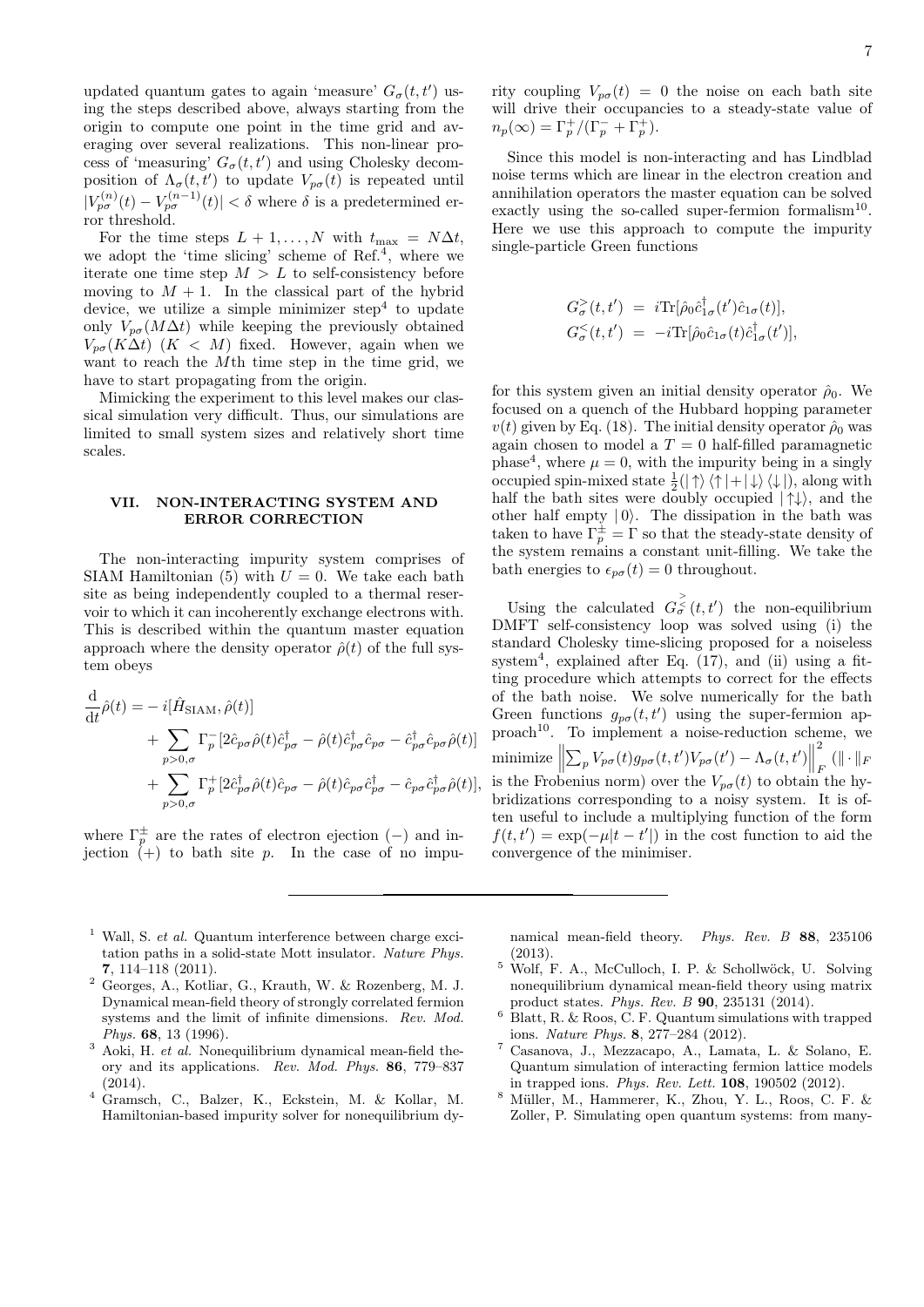updated quantum gates to again 'measure' $G_\sigma(t,t')$ using the steps described above, always starting from the origin to compute one point in the time grid and averaging over several realizations. This non-linear process of 'measuring' $G_\sigma(t,t')$ and using Cholesky decomposition of $\Lambda_\sigma(t,t')$ to update $V_{p\sigma}(t)$ is repeated until $|V^{(n)}_{p\sigma}(t) - V^{(n-1)}_{p\sigma}(t)| < \delta$ where $\delta$ is a predetermined error threshold.

For the time steps $L+1,\ldots,N$ with $t_{\max} = N\Delta t$, we adopt the 'time slicing' scheme of Ref.[4], where we iterate one time step $M > L$ to self-consistency before moving to $M+1$. In the classical part of the hybrid device, we utilize a simple minimizer step[4] to update only $V_{p\sigma}(M\Delta t)$ while keeping the previously obtained $V_{p\sigma}(K\Delta t)$ $(K < M)$ fixed. However, again when we want to reach the $M$th time step in the time grid, we have to start propagating from the origin.

Mimicking the experiment to this level makes our classical simulation very difficult. Thus, our simulations are limited to small system sizes and relatively short time scales.

## VII. NON-INTERACTING SYSTEM AND ERROR CORRECTION

The non-interacting impurity system comprises of SIAM Hamiltonian (5) with $U = 0$. We take each bath site as being independently coupled to a thermal reservoir to which it can incoherently exchange electrons with. This is described within the quantum master equation approach where the density operator $\hat{\rho}(t)$ of the full system obeys

$$
\begin{aligned}
\frac{\mathrm{d}}{\mathrm{d}t}\hat{\rho}(t) = &-i[\hat{H}_{\rm SIAM}, \hat{\rho}(t)] \\
&+ \sum_{p>0,\sigma} \Gamma^-_p [2\hat{c}_{p\sigma}\hat{\rho}(t)\hat{c}^\dagger_{p\sigma} - \hat{\rho}(t)\hat{c}^\dagger_{p\sigma}\hat{c}_{p\sigma} - \hat{c}^\dagger_{p\sigma}\hat{c}_{p\sigma}\hat{\rho}(t)] \\
&+ \sum_{p>0,\sigma} \Gamma^+_p [2\hat{c}^\dagger_{p\sigma}\hat{\rho}(t)\hat{c}_{p\sigma} - \hat{\rho}(t)\hat{c}_{p\sigma}\hat{c}^\dagger_{p\sigma} - \hat{c}_{p\sigma}\hat{c}^\dagger_{p\sigma}\hat{\rho}(t)],
\end{aligned}
$$

where $\Gamma^\pm_p$ are the rates of electron ejection $(-)$ and injection $(+)$ to bath site $p$. In the case of no impurity coupling $V_{p\sigma}(t) = 0$ the noise on each bath site will drive their occupancies to a steady-state value of $n_p(\infty) = \Gamma^+_p/(\Gamma^-_p + \Gamma^+_p)$.

Since this model is non-interacting and has Lindblad noise terms which are linear in the electron creation and annihilation operators the master equation can be solved exactly using the so-called super-fermion formalism[10]. Here we use this approach to compute the impurity single-particle Green functions

$$
\begin{aligned}
G^>_\sigma(t,t') &= i\mathrm{Tr}[\hat{\rho}_0\hat{c}^\dagger_{1\sigma}(t')\hat{c}_{1\sigma}(t)], \\
G^<_\sigma(t,t') &= -i\mathrm{Tr}[\hat{\rho}_0\hat{c}_{1\sigma}(t)\hat{c}^\dagger_{1\sigma}(t')],
\end{aligned}
$$

for this system given an initial density operator $\hat{\rho}_0$. We focused on a quench of the Hubbard hopping parameter $v(t)$ given by Eq. (18). The initial density operator $\hat{\rho}_0$ was again chosen to model a $T = 0$ half-filled paramagnetic phase[4], where $\mu = 0$, with the impurity being in a singly occupied spin-mixed state $\frac{1}{2}(|\uparrow\rangle\langle\uparrow| + |\downarrow\rangle\langle\downarrow|)$, along with half the bath sites were doubly occupied $|\uparrow\downarrow\rangle$, and the other half empty $|0\rangle$. The dissipation in the bath was taken to have $\Gamma^\pm_p = \Gamma$ so that the steady-state density of the system remains a constant unit-filling. We take the bath energies to $\epsilon_{p\sigma}(t) = 0$ throughout.

Using the calculated $G^{\gtrless}_\sigma(t,t')$ the non-equilibrium DMFT self-consistency loop was solved using (i) the standard Cholesky time-slicing proposed for a noiseless system[4], explained after Eq. (17), and (ii) using a fitting procedure which attempts to correct for the effects of the bath noise. We solve numerically for the bath Green functions $g_{p\sigma}(t,t')$ using the super-fermion approach[10]. To implement a noise-reduction scheme, we minimize $\left\|\sum_p V_{p\sigma}(t)g_{p\sigma}(t,t')V_{p\sigma}(t') - \Lambda_\sigma(t,t')\right\|^2_F$ ($\|\cdot\|_F$ is the Frobenius norm) over the $V_{p\sigma}(t)$ to obtain the hybridizations corresponding to a noisy system. It is often useful to include a multiplying function of the form $f(t,t') = \exp(-\mu|t-t'|)$ in the cost function to aid the convergence of the minimiser.

---

[1] Wall, S. *et al.* Quantum interference between charge excitation paths in a solid-state Mott insulator. *Nature Phys.* **7**, 114–118 (2011).

[2] Georges, A., Kotliar, G., Krauth, W. & Rozenberg, M. J. Dynamical mean-field theory of strongly correlated fermion systems and the limit of infinite dimensions. *Rev. Mod. Phys.* **68**, 13 (1996).

[3] Aoki, H. *et al.* Nonequilibrium dynamical mean-field theory and its applications. *Rev. Mod. Phys.* **86**, 779–837 (2014).

[4] Gramsch, C., Balzer, K., Eckstein, M. & Kollar, M. Hamiltonian-based impurity solver for nonequilibrium dynamical mean-field theory. *Phys. Rev. B* **88**, 235106 (2013).

[5] Wolf, F. A., McCulloch, I. P. & Schollwöck, U. Solving nonequilibrium dynamical mean-field theory using matrix product states. *Phys. Rev. B* **90**, 235131 (2014).

[6] Blatt, R. & Roos, C. F. Quantum simulations with trapped ions. *Nature Phys.* **8**, 277–284 (2012).

[7] Casanova, J., Mezzacapo, A., Lamata, L. & Solano, E. Quantum simulation of interacting fermion lattice models in trapped ions. *Phys. Rev. Lett.* **108**, 190502 (2012).

[8] Müller, M., Hammerer, K., Zhou, Y. L., Roos, C. F. & Zoller, P. Simulating open quantum systems: from many-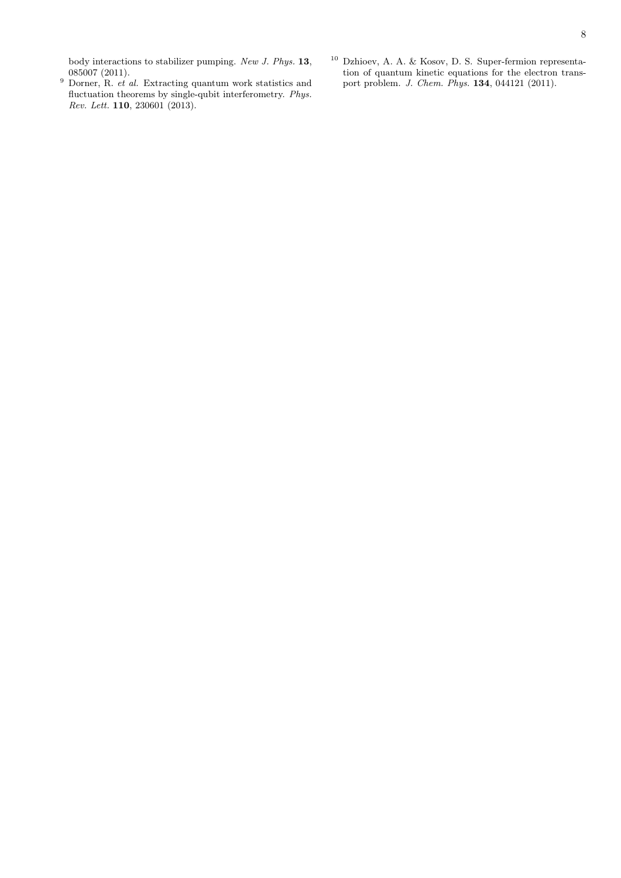body interactions to stabilizer pumping. *New J. Phys.* **13**, 085007 (2011).

[9] Dorner, R. *et al.* Extracting quantum work statistics and fluctuation theorems by single-qubit interferometry. *Phys. Rev. Lett.* **110**, 230601 (2013).

[10] Dzhioev, A. A. & Kosov, D. S. Super-fermion representation of quantum kinetic equations for the electron transport problem. *J. Chem. Phys.* **134**, 044121 (2011).